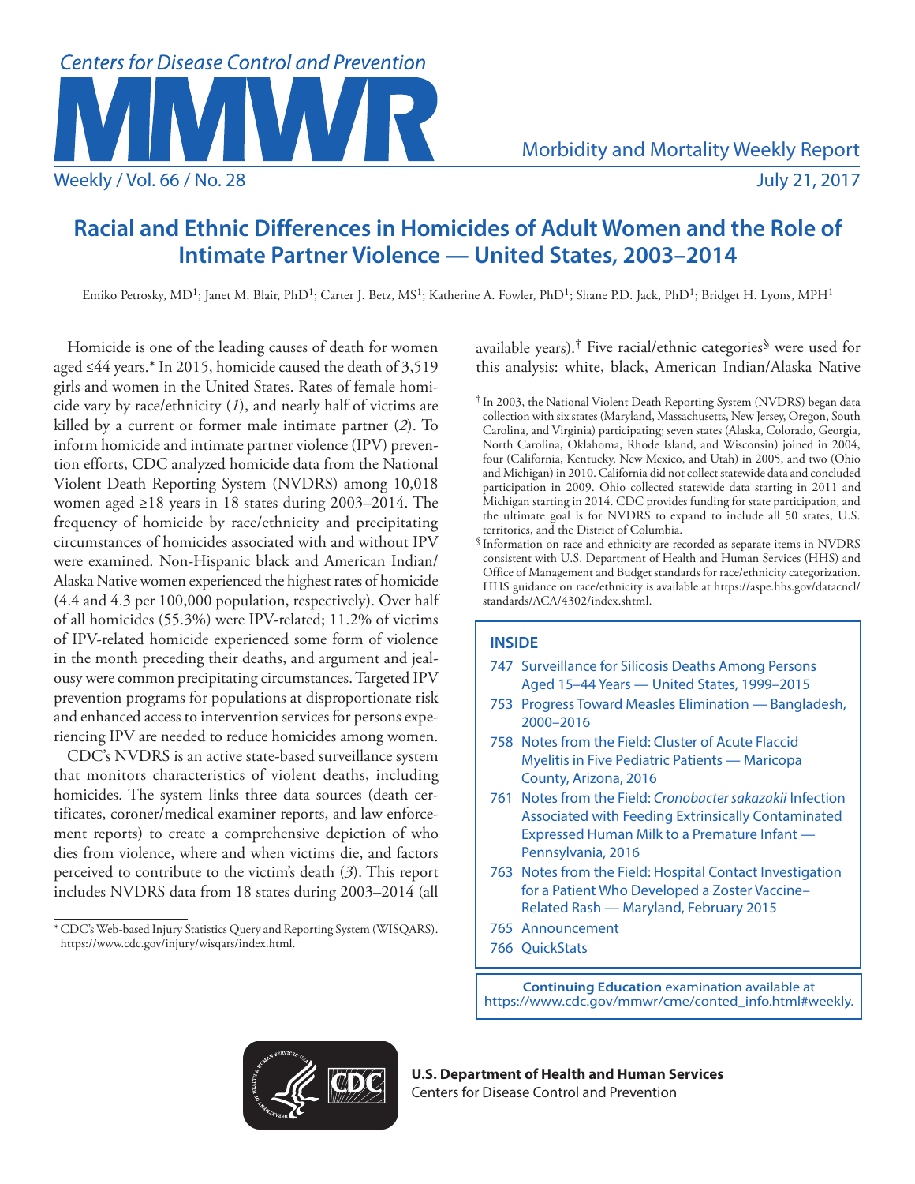# Racial and Ethnic Differences in Homicides of Adult Women and the Role of Intimate Partner Violence — United States, 2003–2014

Emiko Petrosky, MD[1]; Janet M. Blair, PhD[1]; Carter J. Betz, MS[1]; Katherine A. Fowler, PhD[1]; Shane P.D. Jack, PhD[1]; Bridget H. Lyons, MPH[1]

Homicide is one of the leading causes of death for women aged ≤44 years.* In 2015, homicide caused the death of 3,519 girls and women in the United States. Rates of female homicide vary by race/ethnicity (*1*), and nearly half of victims are killed by a current or former male intimate partner (*2*). To inform homicide and intimate partner violence (IPV) prevention efforts, CDC analyzed homicide data from the National Violent Death Reporting System (NVDRS) among 10,018 women aged ≥18 years in 18 states during 2003–2014. The frequency of homicide by race/ethnicity and precipitating circumstances of homicides associated with and without IPV were examined. Non-Hispanic black and American Indian/Alaska Native women experienced the highest rates of homicide (4.4 and 4.3 per 100,000 population, respectively). Over half of all homicides (55.3%) were IPV-related; 11.2% of victims of IPV-related homicide experienced some form of violence in the month preceding their deaths, and argument and jealousy were common precipitating circumstances. Targeted IPV prevention programs for populations at disproportionate risk and enhanced access to intervention services for persons experiencing IPV are needed to reduce homicides among women.

CDC's NVDRS is an active state-based surveillance system that monitors characteristics of violent deaths, including homicides. The system links three data sources (death certificates, coroner/medical examiner reports, and law enforcement reports) to create a comprehensive depiction of who dies from violence, where and when victims die, and factors perceived to contribute to the victim's death (*3*). This report includes NVDRS data from 18 states during 2003–2014 (all available years).† Five racial/ethnic categories§ were used for this analysis: white, black, American Indian/Alaska Native

\* CDC's Web-based Injury Statistics Query and Reporting System (WISQARS). https://www.cdc.gov/injury/wisqars/index.html.

† In 2003, the National Violent Death Reporting System (NVDRS) began data collection with six states (Maryland, Massachusetts, New Jersey, Oregon, South Carolina, and Virginia) participating; seven states (Alaska, Colorado, Georgia, North Carolina, Oklahoma, Rhode Island, and Wisconsin) joined in 2004, four (California, Kentucky, New Mexico, and Utah) in 2005, and two (Ohio and Michigan) in 2010. California did not collect statewide data and concluded participation in 2009. Ohio collected statewide data starting in 2011 and Michigan starting in 2014. CDC provides funding for state participation, and the ultimate goal is for NVDRS to expand to include all 50 states, U.S. territories, and the District of Columbia.

§ Information on race and ethnicity are recorded as separate items in NVDRS consistent with U.S. Department of Health and Human Services (HHS) and Office of Management and Budget standards for race/ethnicity categorization. HHS guidance on race/ethnicity is available at https://aspe.hhs.gov/datacncl/standards/ACA/4302/index.shtml.

## INSIDE

- 747 Surveillance for Silicosis Deaths Among Persons Aged 15–44 Years — United States, 1999–2015
- 753 Progress Toward Measles Elimination — Bangladesh, 2000–2016
- 758 Notes from the Field: Cluster of Acute Flaccid Myelitis in Five Pediatric Patients — Maricopa County, Arizona, 2016
- 761 Notes from the Field: *Cronobacter sakazakii* Infection Associated with Feeding Extrinsically Contaminated Expressed Human Milk to a Premature Infant — Pennsylvania, 2016
- 763 Notes from the Field: Hospital Contact Investigation for a Patient Who Developed a Zoster Vaccine–Related Rash — Maryland, February 2015
- 765 Announcement
- 766 QuickStats

**Continuing Education** examination available at https://www.cdc.gov/mmwr/cme/conted_info.html#weekly.

**U.S. Department of Health and Human Services**
Centers for Disease Control and Prevention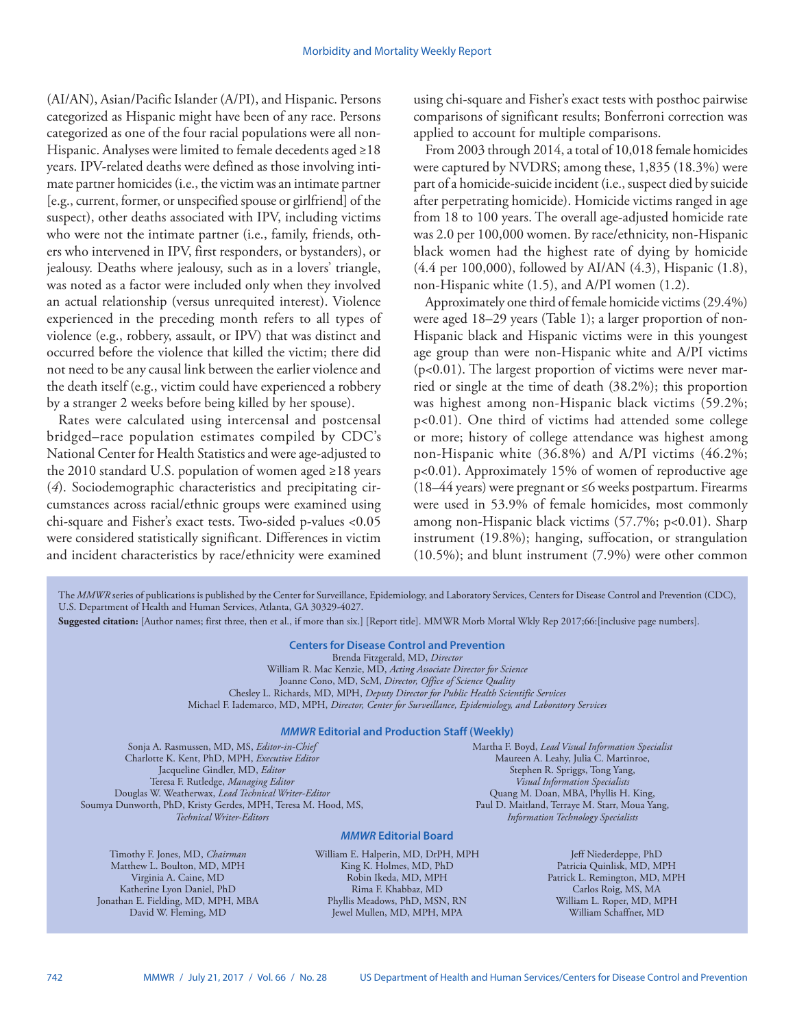(AI/AN), Asian/Pacific Islander (A/PI), and Hispanic. Persons categorized as Hispanic might have been of any race. Persons categorized as one of the four racial populations were all non-Hispanic. Analyses were limited to female decedents aged ≥18 years. IPV-related deaths were defined as those involving intimate partner homicides (i.e., the victim was an intimate partner [e.g., current, former, or unspecified spouse or girlfriend] of the suspect), other deaths associated with IPV, including victims who were not the intimate partner (i.e., family, friends, others who intervened in IPV, first responders, or bystanders), or jealousy. Deaths where jealousy, such as in a lovers' triangle, was noted as a factor were included only when they involved an actual relationship (versus unrequited interest). Violence experienced in the preceding month refers to all types of violence (e.g., robbery, assault, or IPV) that was distinct and occurred before the violence that killed the victim; there did not need to be any causal link between the earlier violence and the death itself (e.g., victim could have experienced a robbery by a stranger 2 weeks before being killed by her spouse).

Rates were calculated using intercensal and postcensal bridged–race population estimates compiled by CDC's National Center for Health Statistics and were age-adjusted to the 2010 standard U.S. population of women aged ≥18 years (*4*). Sociodemographic characteristics and precipitating circumstances across racial/ethnic groups were examined using chi-square and Fisher's exact tests. Two-sided p-values <0.05 were considered statistically significant. Differences in victim and incident characteristics by race/ethnicity were examined using chi-square and Fisher's exact tests with posthoc pairwise comparisons of significant results; Bonferroni correction was applied to account for multiple comparisons.

From 2003 through 2014, a total of 10,018 female homicides were captured by NVDRS; among these, 1,835 (18.3%) were part of a homicide-suicide incident (i.e., suspect died by suicide after perpetrating homicide). Homicide victims ranged in age from 18 to 100 years. The overall age-adjusted homicide rate was 2.0 per 100,000 women. By race/ethnicity, non-Hispanic black women had the highest rate of dying by homicide (4.4 per 100,000), followed by AI/AN (4.3), Hispanic (1.8), non-Hispanic white (1.5), and A/PI women (1.2).

Approximately one third of female homicide victims (29.4%) were aged 18–29 years (Table 1); a larger proportion of non-Hispanic black and Hispanic victims were in this youngest age group than were non-Hispanic white and A/PI victims (p<0.01). The largest proportion of victims were never married or single at the time of death (38.2%); this proportion was highest among non-Hispanic black victims (59.2%; p<0.01). One third of victims had attended some college or more; history of college attendance was highest among non-Hispanic white (36.8%) and A/PI victims (46.2%; p<0.01). Approximately 15% of women of reproductive age (18–44 years) were pregnant or ≤6 weeks postpartum. Firearms were used in 53.9% of female homicides, most commonly among non-Hispanic black victims (57.7%; p<0.01). Sharp instrument (19.8%); hanging, suffocation, or strangulation (10.5%); and blunt instrument (7.9%) were other common

The *MMWR* series of publications is published by the Center for Surveillance, Epidemiology, and Laboratory Services, Centers for Disease Control and Prevention (CDC), U.S. Department of Health and Human Services, Atlanta, GA 30329-4027.

**Suggested citation:** [Author names; first three, then et al., if more than six.] [Report title]. MMWR Morb Mortal Wkly Rep 2017;66:[inclusive page numbers].

**Centers for Disease Control and Prevention**

Brenda Fitzgerald, MD, *Director*
William R. Mac Kenzie, MD, *Acting Associate Director for Science*
Joanne Cono, MD, ScM, *Director, Office of Science Quality*
Chesley L. Richards, MD, MPH, *Deputy Director for Public Health Scientific Services*
Michael F. Iademarco, MD, MPH, *Director, Center for Surveillance, Epidemiology, and Laboratory Services*

***MMWR* Editorial and Production Staff (Weekly)**

Sonja A. Rasmussen, MD, MS, *Editor-in-Chief*
Charlotte K. Kent, PhD, MPH, *Executive Editor*
Jacqueline Gindler, MD, *Editor*
Teresa F. Rutledge, *Managing Editor*
Douglas W. Weatherwax, *Lead Technical Writer-Editor*
Soumya Dunworth, PhD, Kristy Gerdes, MPH, Teresa M. Hood, MS, *Technical Writer-Editors*

Martha F. Boyd, *Lead Visual Information Specialist*
Maureen A. Leahy, Julia C. Martinroe, Stephen R. Spriggs, Tong Yang, *Visual Information Specialists*
Quang M. Doan, MBA, Phyllis H. King, Paul D. Maitland, Terraye M. Starr, Moua Yang, *Information Technology Specialists*

***MMWR* Editorial Board**

Timothy F. Jones, MD, *Chairman*
Matthew L. Boulton, MD, MPH
Virginia A. Caine, MD
Katherine Lyon Daniel, PhD
Jonathan E. Fielding, MD, MPH, MBA
David W. Fleming, MD

William E. Halperin, MD, DrPH, MPH
King K. Holmes, MD, PhD
Robin Ikeda, MD, MPH
Rima F. Khabbaz, MD
Phyllis Meadows, PhD, MSN, RN
Jewel Mullen, MD, MPH, MPA

Jeff Niederdeppe, PhD
Patricia Quinlisk, MD, MPH
Patrick L. Remington, MD, MPH
Carlos Roig, MS, MA
William L. Roper, MD, MPH
William Schaffner, MD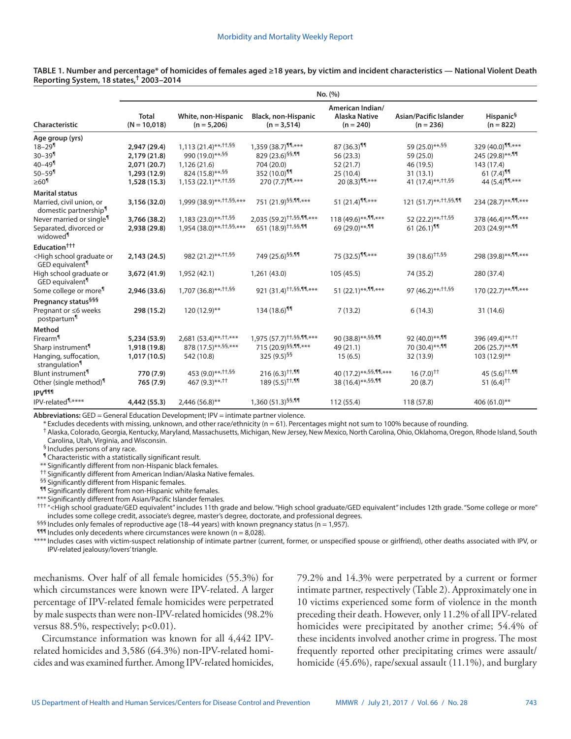**TABLE 1. Number and percentage* of homicides of females aged ≥18 years, by victim and incident characteristics — National Violent Death Reporting System, 18 states,† 2003–2014**

| Characteristic | No. (%) | | | | | |
|---|---|---|---|---|---|---|
| | Total (N = 10,018) | White, non-Hispanic (n = 5,206) | Black, non-Hispanic (n = 3,514) | American Indian/ Alaska Native (n = 240) | Asian/Pacific Islander (n = 236) | Hispanic§ (n = 822) |
| **Age group (yrs)** | | | | | | |
| 18–29¶ | **2,947 (29.4)** | 1,113 (21.4)**,††,§§ | 1,359 (38.7)¶¶,*** | 87 (36.3)¶¶ | 59 (25.0)**,§§ | 329 (40.0)¶¶,*** |
| 30–39¶ | **2,179 (21.8)** | 990 (19.0)**,§§ | 829 (23.6)§§,¶¶ | 56 (23.3) | 59 (25.0) | 245 (29.8)**,¶¶ |
| 40–49¶ | **2,071 (20.7)** | 1,126 (21.6) | 704 (20.0) | 52 (21.7) | 46 (19.5) | 143 (17.4) |
| 50–59¶ | **1,293 (12.9)** | 824 (15.8)**,§§ | 352 (10.0)¶¶ | 25 (10.4) | 31 (13.1) | 61 (7.4)¶¶ |
| ≥60¶ | **1,528 (15.3)** | 1,153 (22.1)**,††,§§ | 270 (7.7)¶¶,*** | 20 (8.3)¶¶,*** | 41 (17.4)**,††,§§ | 44 (5.4)¶¶,*** |
| **Marital status** | | | | | | |
| Married, civil union, or domestic partnership¶ | **3,156 (32.0)** | 1,999 (38.9)**,††,§§,*** | 751 (21.9)§§,¶¶,*** | 51 (21.4)¶¶,*** | 121 (51.7)**,††,§§,¶¶ | 234 (28.7)**,¶¶,*** |
| Never married or single¶ | **3,766 (38.2)** | 1,183 (23.0)**,††,§§ | 2,035 (59.2)††,§§,¶¶,*** | 118 (49.6)**,¶¶,*** | 52 (22.2)**,††,§§ | 378 (46.4)**,¶¶,*** |
| Separated, divorced or widowed¶ | **2,938 (29.8)** | 1,954 (38.0)**,††,§§,*** | 651 (18.9)††,§§,¶¶ | 69 (29.0)**,¶¶ | 61 (26.1)¶¶ | 203 (24.9)**,¶¶ |
| **Education†††** | | | | | | |
| <High school graduate or GED equivalent¶ | **2,143 (24.5)** | 982 (21.2)**,††,§§ | 749 (25.6)§§,¶¶ | 75 (32.5)¶¶,*** | 39 (18.6)††,§§ | 298 (39.8)**,¶¶,*** |
| High school graduate or GED equivalent¶ | **3,672 (41.9)** | 1,952 (42.1) | 1,261 (43.0) | 105 (45.5) | 74 (35.2) | 280 (37.4) |
| Some college or more¶ | **2,946 (33.6)** | 1,707 (36.8)**,††,§§ | 921 (31.4)††,§§,¶¶,*** | 51 (22.1)**,¶¶,*** | 97 (46.2)**,††,§§ | 170 (22.7)**,¶¶,*** |
| **Pregnancy status§§§** | | | | | | |
| Pregnant or ≤6 weeks postpartum¶ | **298 (15.2)** | 120 (12.9)** | 134 (18.6)¶¶ | 7 (13.2) | 6 (14.3) | 31 (14.6) |
| **Method** | | | | | | |
| Firearm¶ | **5,234 (53.9)** | 2,681 (53.4)**,††,*** | 1,975 (57.7)††,§§,¶¶,*** | 90 (38.8)**,§§,¶¶ | 92 (40.0)**,¶¶ | 396 (49.4)**,†† |
| Sharp instrument¶ | **1,918 (19.8)** | 878 (17.5)**,§§,*** | 715 (20.9)§§,¶¶,*** | 49 (21.1) | 70 (30.4)**,¶¶ | 206 (25.7)**,¶¶ |
| Hanging, suffocation, strangulation¶ | **1,017 (10.5)** | 542 (10.8) | 325 (9.5)§§ | 15 (6.5) | 32 (13.9) | 103 (12.9)** |
| Blunt instrument¶ | **770 (7.9)** | 453 (9.0)**,††,§§ | 216 (6.3)††,¶¶ | 40 (17.2)**,§§,¶¶,*** | 16 (7.0)†† | 45 (5.6)††,¶¶ |
| Other (single method)¶ | **765 (7.9)** | 467 (9.3)**,†† | 189 (5.5)††,¶¶ | 38 (16.4)**,§§,¶¶ | 20 (8.7) | 51 (6.4)†† |
| **IPV¶¶¶** | | | | | | |
| IPV-related¶,**** | **4,442 (55.3)** | 2,446 (56.8)** | 1,360 (51.3)§§,¶¶ | 112 (55.4) | 118 (57.8) | 406 (61.0)** |

**Abbreviations:** GED = General Education Development; IPV = intimate partner violence.

\* Excludes decedents with missing, unknown, and other race/ethnicity (n = 61). Percentages might not sum to 100% because of rounding.

† Alaska, Colorado, Georgia, Kentucky, Maryland, Massachusetts, Michigan, New Jersey, New Mexico, North Carolina, Ohio, Oklahoma, Oregon, Rhode Island, South Carolina, Utah, Virginia, and Wisconsin.

§ Includes persons of any race.

¶ Characteristic with a statistically significant result.

** Significantly different from non-Hispanic black females.

†† Significantly different from American Indian/Alaska Native females.

§§ Significantly different from Hispanic females.

¶¶ Significantly different from non-Hispanic white females.

*** Significantly different from Asian/Pacific Islander females.

††† "<High school graduate/GED equivalent" includes 11th grade and below. "High school graduate/GED equivalent" includes 12th grade. "Some college or more" includes some college credit, associate's degree, master's degree, doctorate, and professional degrees.

§§§ Includes only females of reproductive age (18–44 years) with known pregnancy status (n = 1,957).

¶¶¶ Includes only decedents where circumstances were known (n = 8,028).

**** Includes cases with victim-suspect relationship of intimate partner (current, former, or unspecified spouse or girlfriend), other deaths associated with IPV, or IPV-related jealousy/lovers' triangle.

mechanisms. Over half of all female homicides (55.3%) for which circumstances were known were IPV-related. A larger percentage of IPV-related female homicides were perpetrated by male suspects than were non-IPV-related homicides (98.2% versus 88.5%, respectively; p<0.01).

Circumstance information was known for all 4,442 IPV-related homicides and 3,586 (64.3%) non-IPV-related homicides and was examined further. Among IPV-related homicides, 79.2% and 14.3% were perpetrated by a current or former intimate partner, respectively (Table 2). Approximately one in 10 victims experienced some form of violence in the month preceding their death. However, only 11.2% of all IPV-related homicides were precipitated by another crime; 54.4% of these incidents involved another crime in progress. The most frequently reported other precipitating crimes were assault/homicide (45.6%), rape/sexual assault (11.1%), and burglary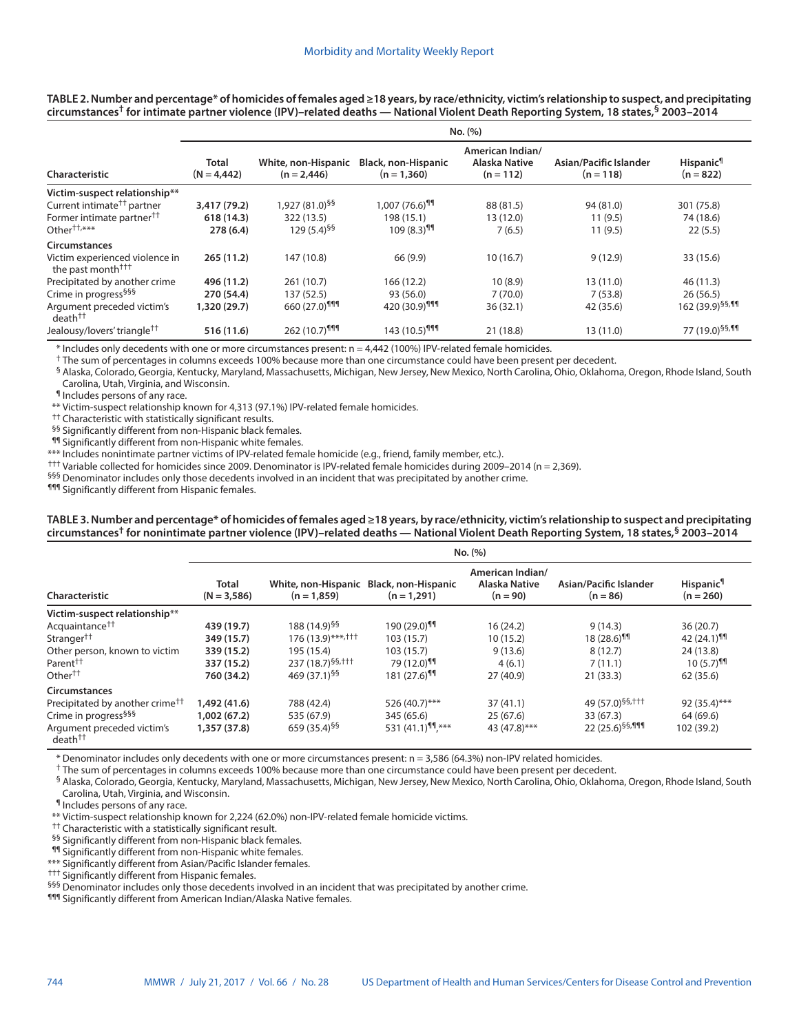**TABLE 2. Number and percentage* of homicides of females aged ≥18 years, by race/ethnicity, victim's relationship to suspect, and precipitating circumstances† for intimate partner violence (IPV)–related deaths — National Violent Death Reporting System, 18 states,§ 2003–2014**

| Characteristic | No. (%) | | | | | |
|---|---|---|---|---|---|---|
| | Total (N = 4,442) | White, non-Hispanic (n = 2,446) | Black, non-Hispanic (n = 1,360) | American Indian/ Alaska Native (n = 112) | Asian/Pacific Islander (n = 118) | Hispanic¶ (n = 822) |
| **Victim-suspect relationship**** | | | | | | |
| Current intimate†† partner | **3,417 (79.2)** | 1,927 (81.0)§§ | 1,007 (76.6)¶¶ | 88 (81.5) | 94 (81.0) | 301 (75.8) |
| Former intimate partner†† | **618 (14.3)** | 322 (13.5) | 198 (15.1) | 13 (12.0) | 11 (9.5) | 74 (18.6) |
| Other††,*** | **278 (6.4)** | 129 (5.4)§§ | 109 (8.3)¶¶ | 7 (6.5) | 11 (9.5) | 22 (5.5) |
| **Circumstances** | | | | | | |
| Victim experienced violence in the past month††† | **265 (11.2)** | 147 (10.8) | 66 (9.9) | 10 (16.7) | 9 (12.9) | 33 (15.6) |
| Precipitated by another crime | **496 (11.2)** | 261 (10.7) | 166 (12.2) | 10 (8.9) | 13 (11.0) | 46 (11.3) |
| Crime in progress§§§ | **270 (54.4)** | 137 (52.5) | 93 (56.0) | 7 (70.0) | 7 (53.8) | 26 (56.5) |
| Argument preceded victim's death†† | **1,320 (29.7)** | 660 (27.0)¶¶¶ | 420 (30.9)¶¶¶ | 36 (32.1) | 42 (35.6) | 162 (39.9)§§,¶¶ |
| Jealousy/lovers' triangle†† | **516 (11.6)** | 262 (10.7)¶¶¶ | 143 (10.5)¶¶¶ | 21 (18.8) | 13 (11.0) | 77 (19.0)§§,¶¶ |

\* Includes only decedents with one or more circumstances present: n = 4,442 (100%) IPV-related female homicides.
† The sum of percentages in columns exceeds 100% because more than one circumstance could have been present per decedent.
§ Alaska, Colorado, Georgia, Kentucky, Maryland, Massachusetts, Michigan, New Jersey, New Mexico, North Carolina, Ohio, Oklahoma, Oregon, Rhode Island, South Carolina, Utah, Virginia, and Wisconsin.
¶ Includes persons of any race.
\*\* Victim-suspect relationship known for 4,313 (97.1%) IPV-related female homicides.
†† Characteristic with statistically significant results.
§§ Significantly different from non-Hispanic black females.
¶¶ Significantly different from non-Hispanic white females.
\*\*\* Includes nonintimate partner victims of IPV-related female homicide (e.g., friend, family member, etc.).
††† Variable collected for homicides since 2009. Denominator is IPV-related female homicides during 2009–2014 (n = 2,369).
§§§ Denominator includes only those decedents involved in an incident that was precipitated by another crime.
¶¶¶ Significantly different from Hispanic females.

**TABLE 3. Number and percentage* of homicides of females aged ≥18 years, by race/ethnicity, victim's relationship to suspect and precipitating circumstances† for nonintimate partner violence (IPV)–related deaths — National Violent Death Reporting System, 18 states,§ 2003–2014**

| Characteristic | No. (%) | | | | | |
|---|---|---|---|---|---|---|
| | Total (N = 3,586) | White, non-Hispanic (n = 1,859) | Black, non-Hispanic (n = 1,291) | American Indian/ Alaska Native (n = 90) | Asian/Pacific Islander (n = 86) | Hispanic¶ (n = 260) |
| **Victim-suspect relationship**** | | | | | | |
| Acquaintance†† | **439 (19.7)** | 188 (14.9)§§ | 190 (29.0)¶¶ | 16 (24.2) | 9 (14.3) | 36 (20.7) |
| Stranger†† | **349 (15.7)** | 176 (13.9)***,††† | 103 (15.7) | 10 (15.2) | 18 (28.6)¶¶ | 42 (24.1)¶¶ |
| Other person, known to victim | **339 (15.2)** | 195 (15.4) | 103 (15.7) | 9 (13.6) | 8 (12.7) | 24 (13.8) |
| Parent†† | **337 (15.2)** | 237 (18.7)§§,††† | 79 (12.0)¶¶ | 4 (6.1) | 7 (11.1) | 10 (5.7)¶¶ |
| Other†† | **760 (34.2)** | 469 (37.1)§§ | 181 (27.6)¶¶ | 27 (40.9) | 21 (33.3) | 62 (35.6) |
| **Circumstances** | | | | | | |
| Precipitated by another crime†† | **1,492 (41.6)** | 788 (42.4) | 526 (40.7)*** | 37 (41.1) | 49 (57.0)§§,††† | 92 (35.4)*** |
| Crime in progress§§§ | **1,002 (67.2)** | 535 (67.9) | 345 (65.6) | 25 (67.6) | 33 (67.3) | 64 (69.6) |
| Argument preceded victim's death†† | **1,357 (37.8)** | 659 (35.4)§§ | 531 (41.1)¶¶,*** | 43 (47.8)*** | 22 (25.6)§§,¶¶¶ | 102 (39.2) |

\* Denominator includes only decedents with one or more circumstances present: n = 3,586 (64.3%) non-IPV related homicides.
† The sum of percentages in columns exceeds 100% because more than one circumstance could have been present per decedent.
§ Alaska, Colorado, Georgia, Kentucky, Maryland, Massachusetts, Michigan, New Jersey, New Mexico, North Carolina, Ohio, Oklahoma, Oregon, Rhode Island, South Carolina, Utah, Virginia, and Wisconsin.
¶ Includes persons of any race.
\*\* Victim-suspect relationship known for 2,224 (62.0%) non-IPV-related female homicide victims.
†† Characteristic with a statistically significant result.
§§ Significantly different from non-Hispanic black females.
¶¶ Significantly different from non-Hispanic white females.
\*\*\* Significantly different from Asian/Pacific Islander females.
††† Significantly different from Hispanic females.
§§§ Denominator includes only those decedents involved in an incident that was precipitated by another crime.
¶¶¶ Significantly different from American Indian/Alaska Native females.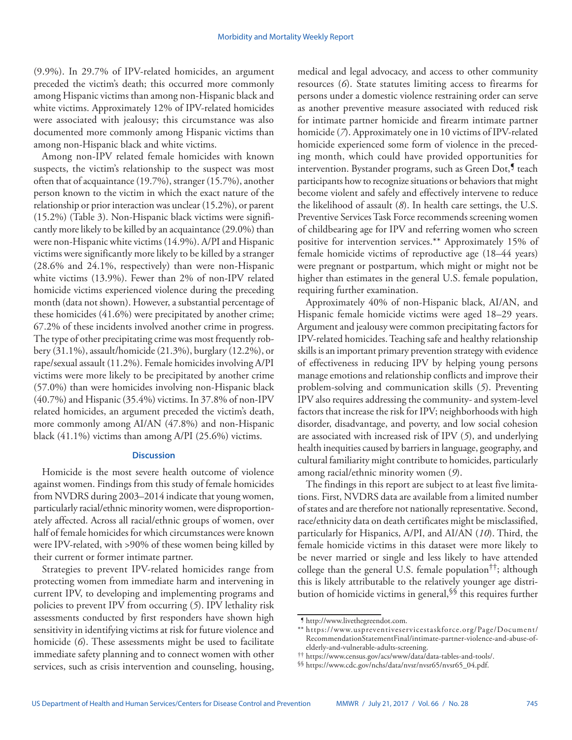(9.9%). In 29.7% of IPV-related homicides, an argument preceded the victim's death; this occurred more commonly among Hispanic victims than among non-Hispanic black and white victims. Approximately 12% of IPV-related homicides were associated with jealousy; this circumstance was also documented more commonly among Hispanic victims than among non-Hispanic black and white victims.

Among non-IPV related female homicides with known suspects, the victim's relationship to the suspect was most often that of acquaintance (19.7%), stranger (15.7%), another person known to the victim in which the exact nature of the relationship or prior interaction was unclear (15.2%), or parent (15.2%) (Table 3). Non-Hispanic black victims were significantly more likely to be killed by an acquaintance (29.0%) than were non-Hispanic white victims (14.9%). A/PI and Hispanic victims were significantly more likely to be killed by a stranger (28.6% and 24.1%, respectively) than were non-Hispanic white victims (13.9%). Fewer than 2% of non-IPV related homicide victims experienced violence during the preceding month (data not shown). However, a substantial percentage of these homicides (41.6%) were precipitated by another crime; 67.2% of these incidents involved another crime in progress. The type of other precipitating crime was most frequently robbery (31.1%), assault/homicide (21.3%), burglary (12.2%), or rape/sexual assault (11.2%). Female homicides involving A/PI victims were more likely to be precipitated by another crime (57.0%) than were homicides involving non-Hispanic black (40.7%) and Hispanic (35.4%) victims. In 37.8% of non-IPV related homicides, an argument preceded the victim's death, more commonly among AI/AN (47.8%) and non-Hispanic black (41.1%) victims than among A/PI (25.6%) victims.

## Discussion

Homicide is the most severe health outcome of violence against women. Findings from this study of female homicides from NVDRS during 2003–2014 indicate that young women, particularly racial/ethnic minority women, were disproportionately affected. Across all racial/ethnic groups of women, over half of female homicides for which circumstances were known were IPV-related, with >90% of these women being killed by their current or former intimate partner.

Strategies to prevent IPV-related homicides range from protecting women from immediate harm and intervening in current IPV, to developing and implementing programs and policies to prevent IPV from occurring (*5*). IPV lethality risk assessments conducted by first responders have shown high sensitivity in identifying victims at risk for future violence and homicide (*6*). These assessments might be used to facilitate immediate safety planning and to connect women with other services, such as crisis intervention and counseling, housing, medical and legal advocacy, and access to other community resources (*6*). State statutes limiting access to firearms for persons under a domestic violence restraining order can serve as another preventive measure associated with reduced risk for intimate partner homicide and firearm intimate partner homicide (*7*). Approximately one in 10 victims of IPV-related homicide experienced some form of violence in the preceding month, which could have provided opportunities for intervention. Bystander programs, such as Green Dot,[¶] teach participants how to recognize situations or behaviors that might become violent and safely and effectively intervene to reduce the likelihood of assault (*8*). In health care settings, the U.S. Preventive Services Task Force recommends screening women of childbearing age for IPV and referring women who screen positive for intervention services.[**] Approximately 15% of female homicide victims of reproductive age (18–44 years) were pregnant or postpartum, which might or might not be higher than estimates in the general U.S. female population, requiring further examination.

Approximately 40% of non-Hispanic black, AI/AN, and Hispanic female homicide victims were aged 18–29 years. Argument and jealousy were common precipitating factors for IPV-related homicides. Teaching safe and healthy relationship skills is an important primary prevention strategy with evidence of effectiveness in reducing IPV by helping young persons manage emotions and relationship conflicts and improve their problem-solving and communication skills (*5*). Preventing IPV also requires addressing the community- and system-level factors that increase the risk for IPV; neighborhoods with high disorder, disadvantage, and poverty, and low social cohesion are associated with increased risk of IPV (*5*), and underlying health inequities caused by barriers in language, geography, and cultural familiarity might contribute to homicides, particularly among racial/ethnic minority women (*9*).

The findings in this report are subject to at least five limitations. First, NVDRS data are available from a limited number of states and are therefore not nationally representative. Second, race/ethnicity data on death certificates might be misclassified, particularly for Hispanics, A/PI, and AI/AN (*10*). Third, the female homicide victims in this dataset were more likely to be never married or single and less likely to have attended college than the general U.S. female population[††]; although this is likely attributable to the relatively younger age distribution of homicide victims in general,[§§] this requires further

---

[¶] http://www.livethegreendot.com.

[**] https://www.uspreventiveservicestaskforce.org/Page/Document/RecommendationStatementFinal/intimate-partner-violence-and-abuse-of-elderly-and-vulnerable-adults-screening.

[††] https://www.census.gov/acs/www/data/data-tables-and-tools/.

[§§] https://www.cdc.gov/nchs/data/nvsr/nvsr65/nvsr65_04.pdf.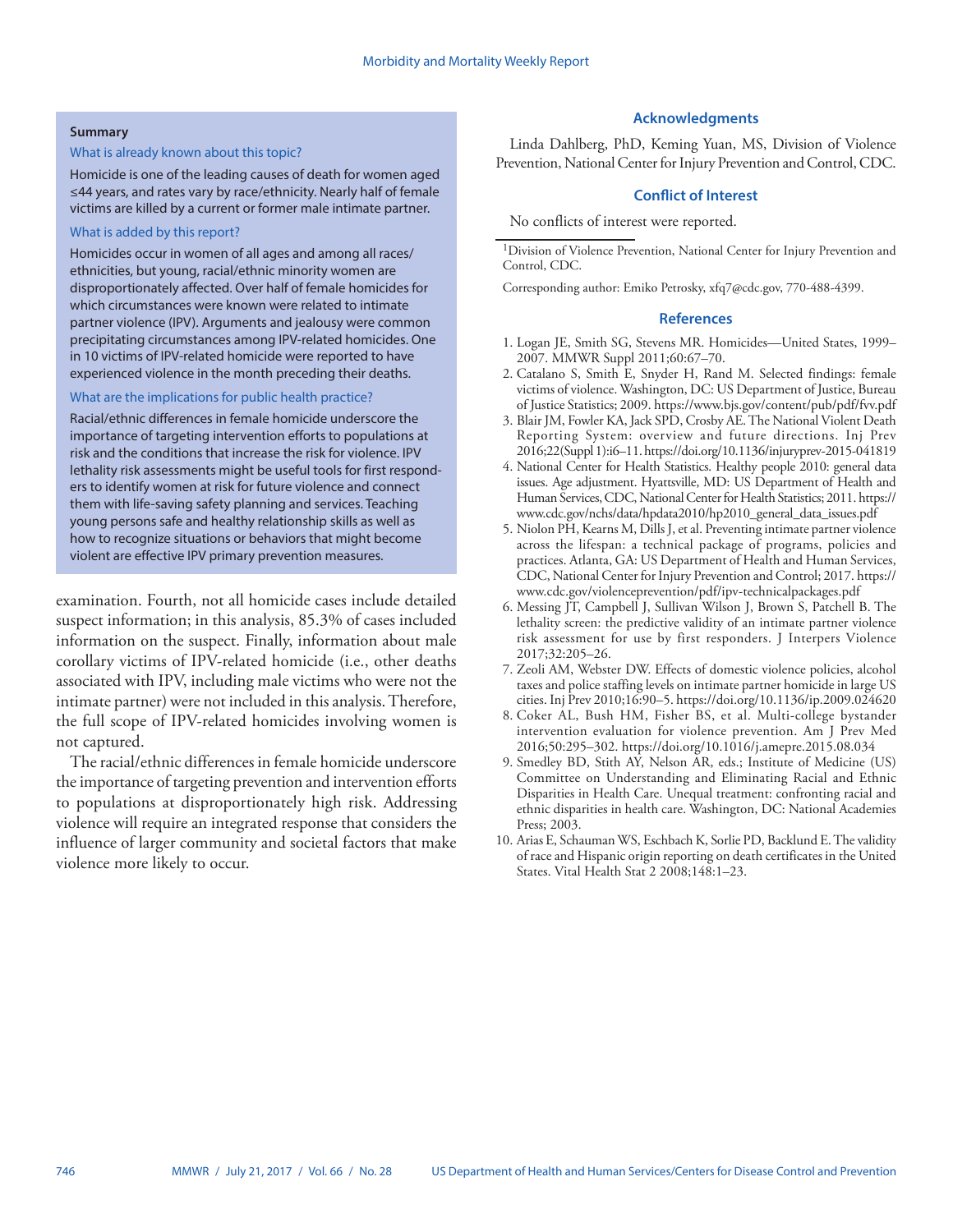**Summary**

What is already known about this topic?

Homicide is one of the leading causes of death for women aged ≤44 years, and rates vary by race/ethnicity. Nearly half of female victims are killed by a current or former male intimate partner.

What is added by this report?

Homicides occur in women of all ages and among all races/ethnicities, but young, racial/ethnic minority women are disproportionately affected. Over half of female homicides for which circumstances were known were related to intimate partner violence (IPV). Arguments and jealousy were common precipitating circumstances among IPV-related homicides. One in 10 victims of IPV-related homicide were reported to have experienced violence in the month preceding their deaths.

What are the implications for public health practice?

Racial/ethnic differences in female homicide underscore the importance of targeting intervention efforts to populations at risk and the conditions that increase the risk for violence. IPV lethality risk assessments might be useful tools for first responders to identify women at risk for future violence and connect them with life-saving safety planning and services. Teaching young persons safe and healthy relationship skills as well as how to recognize situations or behaviors that might become violent are effective IPV primary prevention measures.

examination. Fourth, not all homicide cases include detailed suspect information; in this analysis, 85.3% of cases included information on the suspect. Finally, information about male corollary victims of IPV-related homicide (i.e., other deaths associated with IPV, including male victims who were not the intimate partner) were not included in this analysis. Therefore, the full scope of IPV-related homicides involving women is not captured.

The racial/ethnic differences in female homicide underscore the importance of targeting prevention and intervention efforts to populations at disproportionately high risk. Addressing violence will require an integrated response that considers the influence of larger community and societal factors that make violence more likely to occur.

## Acknowledgments

Linda Dahlberg, PhD, Keming Yuan, MS, Division of Violence Prevention, National Center for Injury Prevention and Control, CDC.

## Conflict of Interest

No conflicts of interest were reported.

[1]Division of Violence Prevention, National Center for Injury Prevention and Control, CDC.

Corresponding author: Emiko Petrosky, xfq7@cdc.gov, 770-488-4399.

## References

1. Logan JE, Smith SG, Stevens MR. Homicides—United States, 1999–2007. MMWR Suppl 2011;60:67–70.
2. Catalano S, Smith E, Snyder H, Rand M. Selected findings: female victims of violence. Washington, DC: US Department of Justice, Bureau of Justice Statistics; 2009. https://www.bjs.gov/content/pub/pdf/fvv.pdf
3. Blair JM, Fowler KA, Jack SPD, Crosby AE. The National Violent Death Reporting System: overview and future directions. Inj Prev 2016;22(Suppl 1):i6–11. https://doi.org/10.1136/injuryprev-2015-041819
4. National Center for Health Statistics. Healthy people 2010: general data issues. Age adjustment. Hyattsville, MD: US Department of Health and Human Services, CDC, National Center for Health Statistics; 2011. https://www.cdc.gov/nchs/data/hpdata2010/hp2010_general_data_issues.pdf
5. Niolon PH, Kearns M, Dills J, et al. Preventing intimate partner violence across the lifespan: a technical package of programs, policies and practices. Atlanta, GA: US Department of Health and Human Services, CDC, National Center for Injury Prevention and Control; 2017. https://www.cdc.gov/violenceprevention/pdf/ipv-technicalpackages.pdf
6. Messing JT, Campbell J, Sullivan Wilson J, Brown S, Patchell B. The lethality screen: the predictive validity of an intimate partner violence risk assessment for use by first responders. J Interpers Violence 2017;32:205–26.
7. Zeoli AM, Webster DW. Effects of domestic violence policies, alcohol taxes and police staffing levels on intimate partner homicide in large US cities. Inj Prev 2010;16:90–5. https://doi.org/10.1136/ip.2009.024620
8. Coker AL, Bush HM, Fisher BS, et al. Multi-college bystander intervention evaluation for violence prevention. Am J Prev Med 2016;50:295–302. https://doi.org/10.1016/j.amepre.2015.08.034
9. Smedley BD, Stith AY, Nelson AR, eds.; Institute of Medicine (US) Committee on Understanding and Eliminating Racial and Ethnic Disparities in Health Care. Unequal treatment: confronting racial and ethnic disparities in health care. Washington, DC: National Academies Press; 2003.
10. Arias E, Schauman WS, Eschbach K, Sorlie PD, Backlund E. The validity of race and Hispanic origin reporting on death certificates in the United States. Vital Health Stat 2 2008;148:1–23.